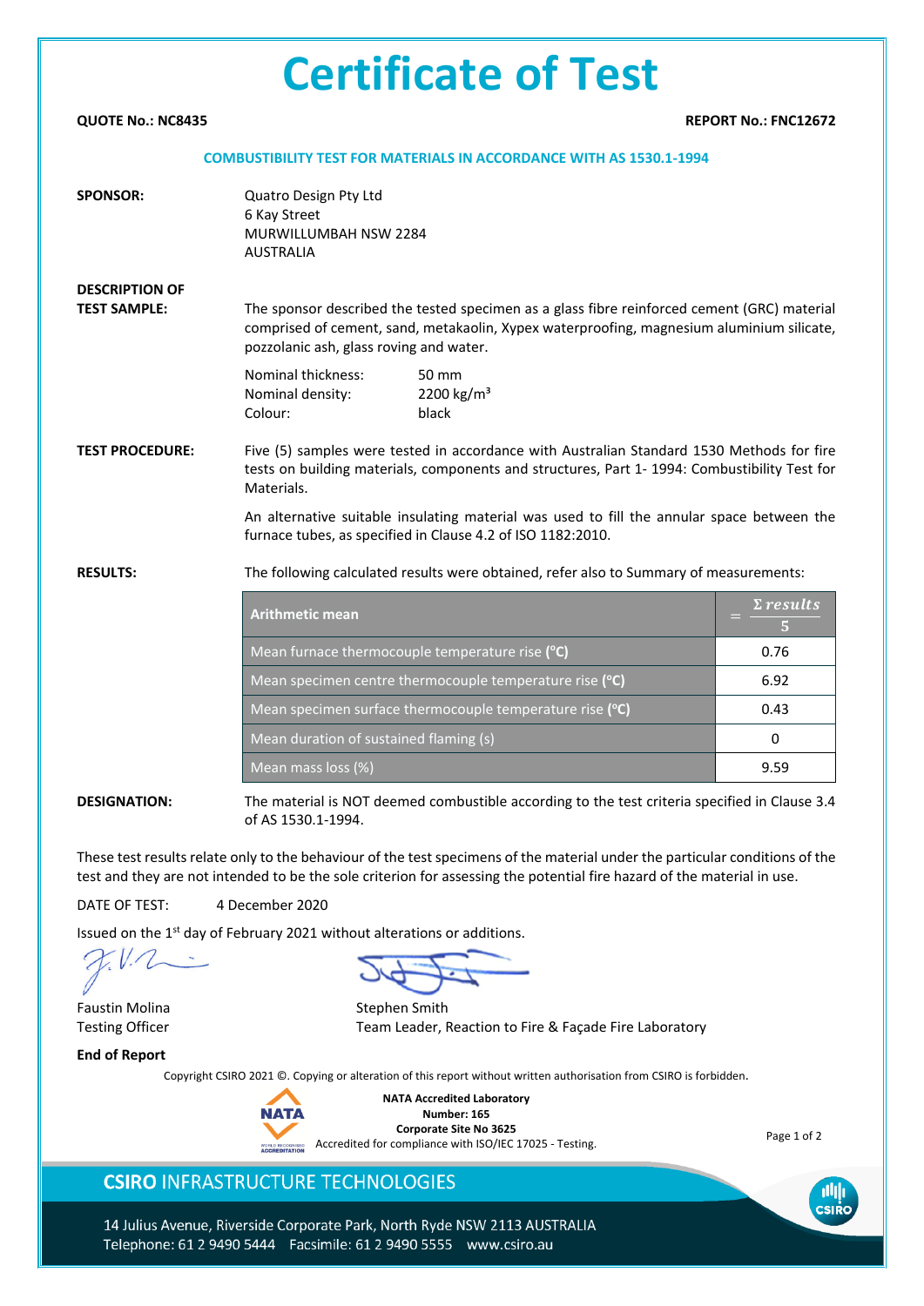# Certificate of Test

**QUOTE No.: NC8435** **REPORT No.: FNC12672**

**COMBUSTIBILITY TEST FOR MATERIALS IN ACCORDANCE WITH AS 1530.1-1994**

**SPONSOR:**

Quatro Design Pty Ltd
6 Kay Street
MURWILLUMBAH NSW 2284
AUSTRALIA

**DESCRIPTION OF TEST SAMPLE:**

The sponsor described the tested specimen as a glass fibre reinforced cement (GRC) material comprised of cement, sand, metakaolin, Xypex waterproofing, magnesium aluminium silicate, pozzolanic ash, glass roving and water.

Nominal thickness: 50 mm
Nominal density: 2200 kg/m$^3$
Colour: black

**TEST PROCEDURE:**

Five (5) samples were tested in accordance with Australian Standard 1530 Methods for fire tests on building materials, components and structures, Part 1- 1994: Combustibility Test for Materials.

An alternative suitable insulating material was used to fill the annular space between the furnace tubes, as specified in Clause 4.2 of ISO 1182:2010.

**RESULTS:**

The following calculated results were obtained, refer also to Summary of measurements:

| Arithmetic mean | $= \frac{\Sigma\, results}{5}$ |
|---|---|
| Mean furnace thermocouple temperature rise (°C) | 0.76 |
| Mean specimen centre thermocouple temperature rise (°C) | 6.92 |
| Mean specimen surface thermocouple temperature rise (°C) | 0.43 |
| Mean duration of sustained flaming (s) | 0 |
| Mean mass loss (%) | 9.59 |

**DESIGNATION:**

The material is NOT deemed combustible according to the test criteria specified in Clause 3.4 of AS 1530.1-1994.

These test results relate only to the behaviour of the test specimens of the material under the particular conditions of the test and they are not intended to be the sole criterion for assessing the potential fire hazard of the material in use.

DATE OF TEST: 4 December 2020

Issued on the 1st day of February 2021 without alterations or additions.

Faustin Molina
Testing Officer

Stephen Smith
Team Leader, Reaction to Fire & Façade Fire Laboratory

**End of Report**

Copyright CSIRO 2021 ©. Copying or alteration of this report without written authorisation from CSIRO is forbidden.

**NATA Accredited Laboratory**
**Number: 165**
**Corporate Site No 3625**
Accredited for compliance with ISO/IEC 17025 - Testing.

**CSIRO** INFRASTRUCTURE TECHNOLOGIES

14 Julius Avenue, Riverside Corporate Park, North Ryde NSW 2113 AUSTRALIA
Telephone: 61 2 9490 5444 Facsimile: 61 2 9490 5555 www.csiro.au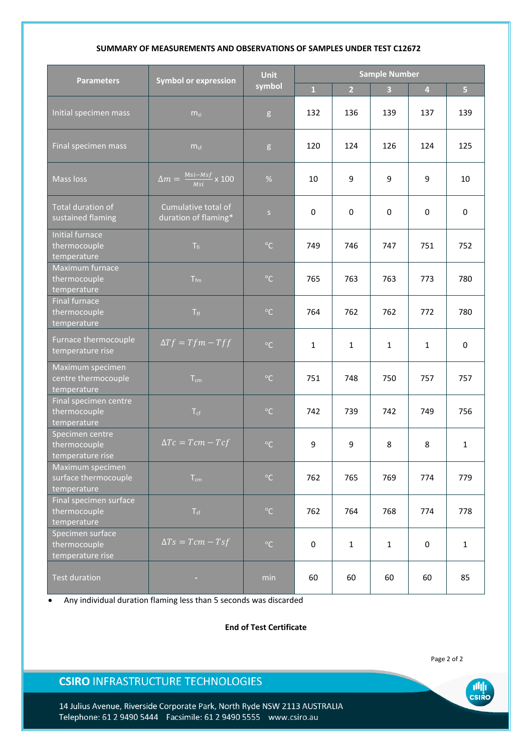**SUMMARY OF MEASUREMENTS AND OBSERVATIONS OF SAMPLES UNDER TEST C12672**

| Parameters | Symbol or expression | Unit symbol | Sample Number | | | | |
|---|---|---|---|---|---|---|---|
| | | | 1 | 2 | 3 | 4 | 5 |
| Initial specimen mass | $m_{si}$ | g | 132 | 136 | 139 | 137 | 139 |
| Final specimen mass | $m_{sf}$ | g | 120 | 124 | 126 | 124 | 125 |
| Mass loss | $\Delta m = \frac{Msi - Msf}{Msi} \times 100$ | % | 10 | 9 | 9 | 9 | 10 |
| Total duration of sustained flaming | Cumulative total of duration of flaming* | s | 0 | 0 | 0 | 0 | 0 |
| Initial furnace thermocouple temperature | $T_{fi}$ | °C | 749 | 746 | 747 | 751 | 752 |
| Maximum furnace thermocouple temperature | $T_{fm}$ | °C | 765 | 763 | 763 | 773 | 780 |
| Final furnace thermocouple temperature | $T_{ff}$ | °C | 764 | 762 | 762 | 772 | 780 |
| Furnace thermocouple temperature rise | $\Delta Tf = Tfm - Tff$ | °C | 1 | 1 | 1 | 1 | 0 |
| Maximum specimen centre thermocouple temperature | $T_{cm}$ | °C | 751 | 748 | 750 | 757 | 757 |
| Final specimen centre thermocouple temperature | $T_{cf}$ | °C | 742 | 739 | 742 | 749 | 756 |
| Specimen centre thermocouple temperature rise | $\Delta Tc = Tcm - Tcf$ | °C | 9 | 9 | 8 | 8 | 1 |
| Maximum specimen surface thermocouple temperature | $T_{cm}$ | °C | 762 | 765 | 769 | 774 | 779 |
| Final specimen surface thermocouple temperature | $T_{sf}$ | °C | 762 | 764 | 768 | 774 | 778 |
| Specimen surface thermocouple temperature rise | $\Delta Ts = Tcm - Tsf$ | °C | 0 | 1 | 1 | 0 | 1 |
| Test duration | - | min | 60 | 60 | 60 | 60 | 85 |

- Any individual duration flaming less than 5 seconds was discarded

**End of Test Certificate**

**CSIRO** INFRASTRUCTURE TECHNOLOGIES

14 Julius Avenue, Riverside Corporate Park, North Ryde NSW 2113 AUSTRALIA
Telephone: 61 2 9490 5444 Facsimile: 61 2 9490 5555 www.csiro.au